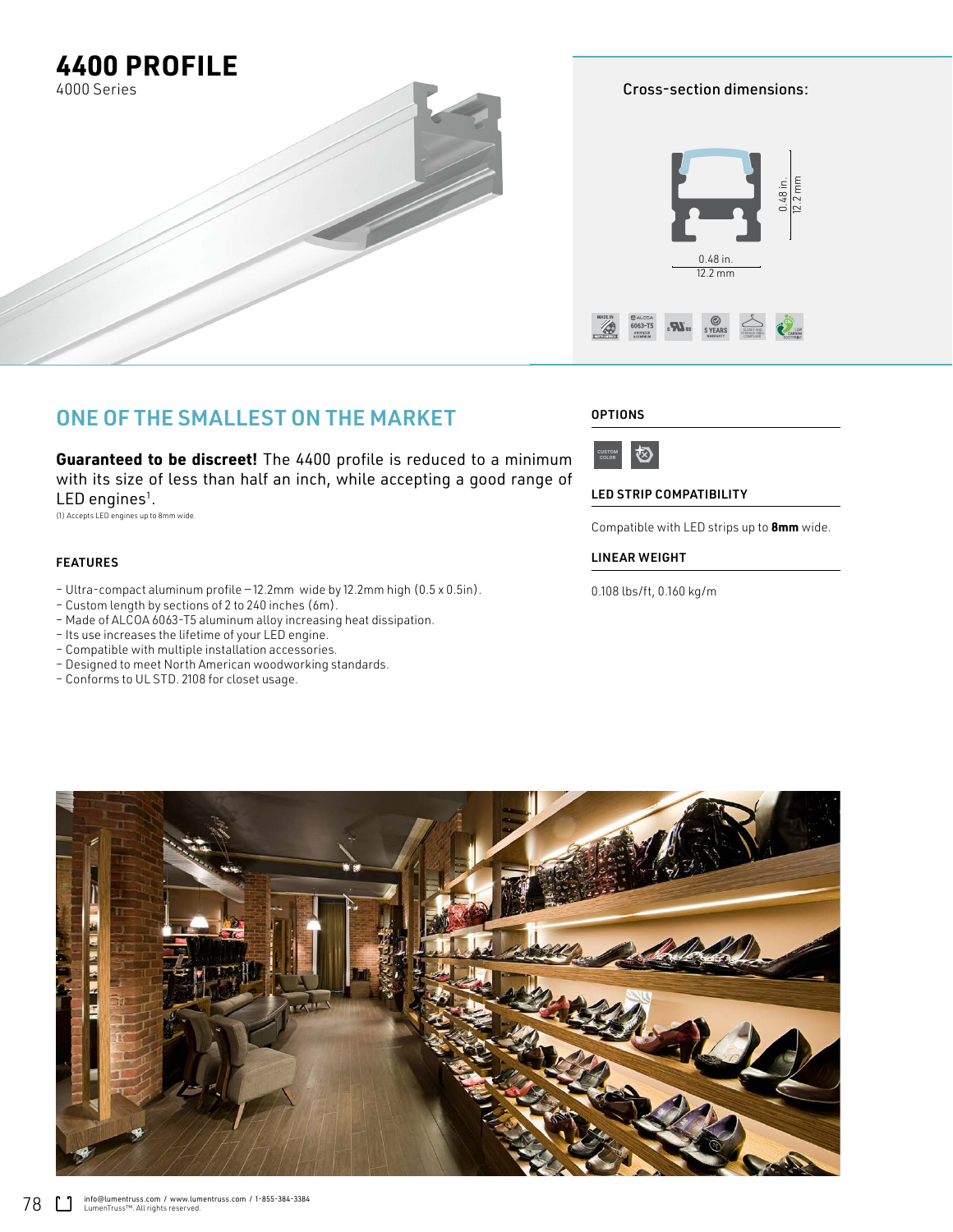# 4400 PROFILE

4000 Series

Cross-section dimensions:

0.48 in.
12.2 mm

0.48 in.
12.2 mm

## ONE OF THE SMALLEST ON THE MARKET

**Guaranteed to be discreet!** The 4400 profile is reduced to a minimum with its size of less than half an inch, while accepting a good range of LED engines[1].

(1) Accepts LED engines up to 8mm wide.

### FEATURES

- Ultra-compact aluminum profile – 12.2mm wide by 12.2mm high (0.5 x 0.5in).
- Custom length by sections of 2 to 240 inches (6m).
- Made of ALCOA 6063-T5 aluminum alloy increasing heat dissipation.
- Its use increases the lifetime of your LED engine.
- Compatible with multiple installation accessories.
- Designed to meet North American woodworking standards.
- Conforms to UL STD. 2108 for closet usage.

### OPTIONS

CUSTOM COLOR

### LED STRIP COMPATIBILITY

Compatible with LED strips up to **8mm** wide.

### LINEAR WEIGHT

0.108 lbs/ft, 0.160 kg/m

info@lumentruss.com / www.lumentruss.com / 1-855-384-3384
LumenTruss™. All rights reserved.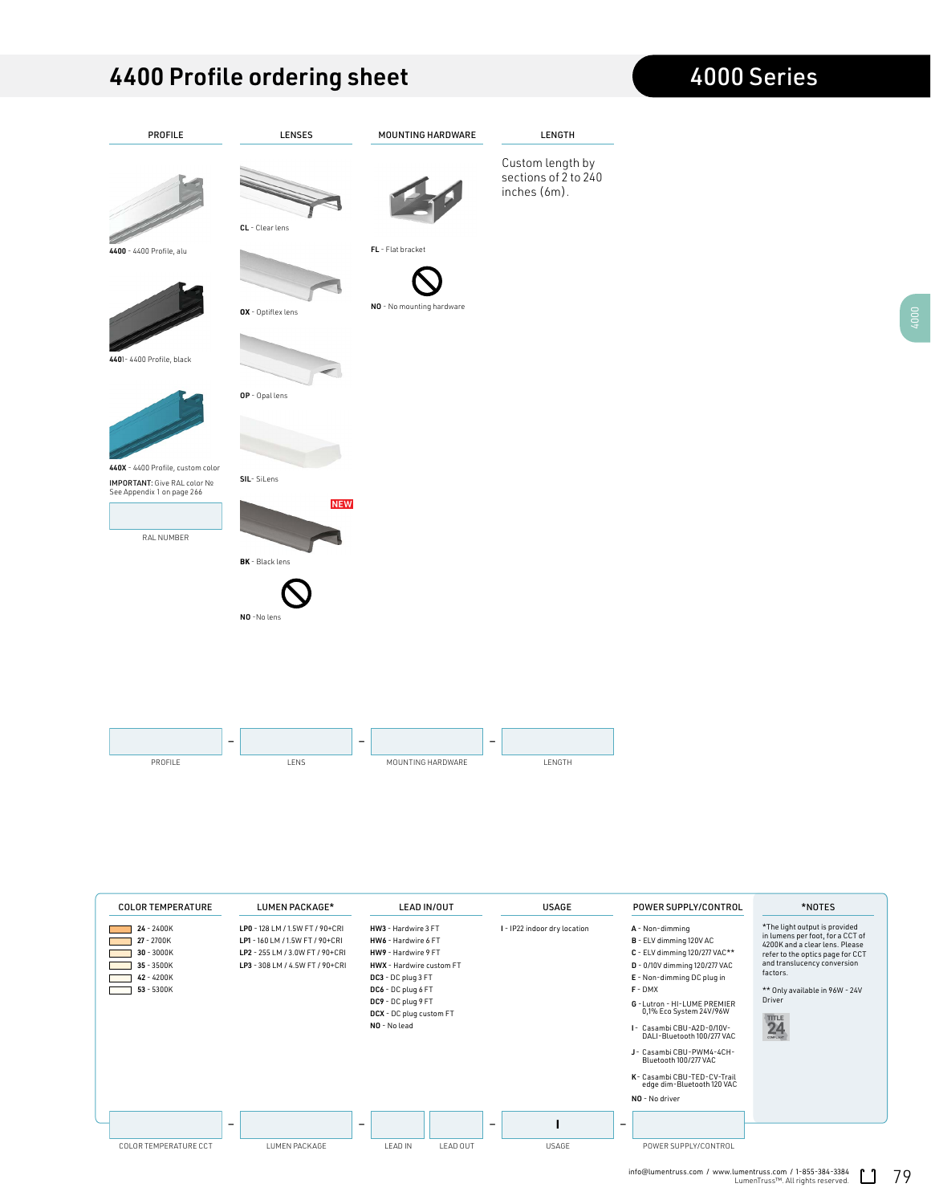# 4400 Profile ordering sheet

## 4000 Series

### PROFILE

**4400** - 4400 Profile, alu

**4401** - 4400 Profile, black

**440X** - 4400 Profile, custom color

**IMPORTANT:** Give RAL color №
See Appendix 1 on page 266

RAL NUMBER

### LENSES

**CL** - Clear lens

**OX** - Optiflex lens

**OP** - Opal lens

**SIL** - SiLens

NEW

**BK** - Black lens

**NO** - No lens

### MOUNTING HARDWARE

**FL** - Flat bracket

**NO** - No mounting hardware

### LENGTH

Custom length by sections of 2 to 240 inches (6m).

PROFILE – LENS – MOUNTING HARDWARE – LENGTH

### COLOR TEMPERATURE

- **24** - 2400K
- **27** - 2700K
- **30** - 3000K
- **35** - 3500K
- **42** - 4200K
- **53** - 5300K

### LUMEN PACKAGE*

- **LP0** - 128 LM / 1.5W FT / 90+CRI
- **LP1** - 160 LM / 1.5W FT / 90+CRI
- **LP2** - 255 LM / 3.0W FT / 90+CRI
- **LP3** - 308 LM / 4.5W FT / 90+CRI

### LEAD IN/OUT

- **HW3** - Hardwire 3 FT
- **HW6** - Hardwire 6 FT
- **HW9** - Hardwire 9 FT
- **HWX** - Hardwire custom FT
- **DC3** - DC plug 3 FT
- **DC6** - DC plug 6 FT
- **DC9** - DC plug 9 FT
- **DCX** - DC plug custom FT
- **NO** - No lead

### USAGE

- **I** - IP22 indoor dry location

### POWER SUPPLY/CONTROL

- **A** - Non-dimming
- **B** - ELV dimming 120V AC
- **C** - ELV dimming 120/277 VAC**
- **D** - 0/10V dimming 120/277 VAC
- **E** - Non-dimming DC plug in
- **F** - DMX
- **G** - Lutron - HI-LUME PREMIER 0,1% Eco System 24V/96W
- **I** - Casambi CBU-A2D-0/10V-DALI-Bluetooth 100/277 VAC
- **J** - Casambi CBU-PWM4-4CH-Bluetooth 100/277 VAC
- **K** - Casambi CBU-TED-CV-Trail edge dim-Bluetooth 120 VAC
- **NO** - No driver

### *NOTES

*The light output is provided in lumens per foot, for a CCT of 4200K and a clear lens. Please refer to the optics page for CCT and translucency conversion factors.

** Only available in 96W - 24V Driver

COLOR TEMPERATURE CCT – LUMEN PACKAGE – LEAD IN | LEAD OUT – USAGE (I) – POWER SUPPLY/CONTROL

info@lumentruss.com / www.lumentruss.com / 1-855-384-3384
LumenTruss™. All rights reserved.